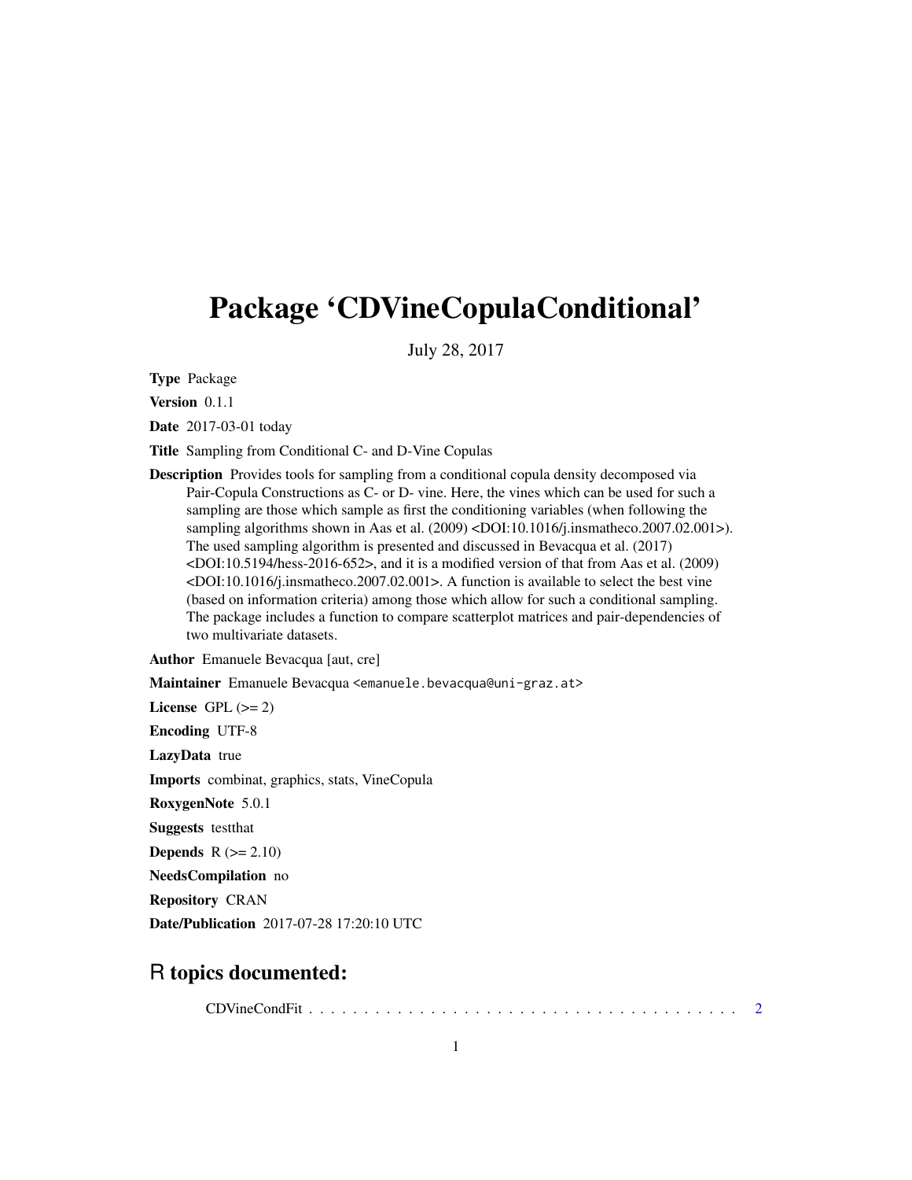# Package 'CDVineCopulaConditional'

July 28, 2017

**Type** Package

**Version** 0.1.1

**Date** 2017-03-01 today

**Title** Sampling from Conditional C- and D-Vine Copulas

**Description** Provides tools for sampling from a conditional copula density decomposed via Pair-Copula Constructions as C- or D- vine. Here, the vines which can be used for such a sampling are those which sample as first the conditioning variables (when following the sampling algorithms shown in Aas et al. (2009) <DOI:10.1016/j.insmatheco.2007.02.001>). The used sampling algorithm is presented and discussed in Bevacqua et al. (2017) <DOI:10.5194/hess-2016-652>, and it is a modified version of that from Aas et al. (2009) <DOI:10.1016/j.insmatheco.2007.02.001>. A function is available to select the best vine (based on information criteria) among those which allow for such a conditional sampling. The package includes a function to compare scatterplot matrices and pair-dependencies of two multivariate datasets.

**Author** Emanuele Bevacqua [aut, cre]

**Maintainer** Emanuele Bevacqua <emanuele.bevacqua@uni-graz.at>

**License** GPL (>= 2)

**Encoding** UTF-8

**LazyData** true

**Imports** combinat, graphics, stats, VineCopula

**RoxygenNote** 5.0.1

**Suggests** testthat

**Depends** R (>= 2.10)

**NeedsCompilation** no

**Repository** CRAN

**Date/Publication** 2017-07-28 17:20:10 UTC

## R topics documented:

CDVineCondFit . . . . . . . . . . . . . . . . . . . . . . . . . . . . . . . . . . . . . . . 2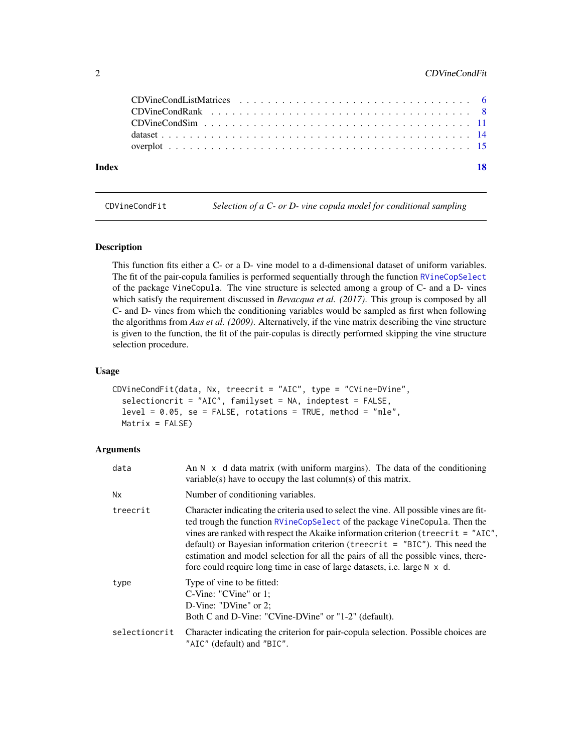| | |
|---|---|
| CDVineCondListMatrices | 6 |
| CDVineCondRank | 8 |
| CDVineCondSim | 11 |
| dataset | 14 |
| overplot | 15 |

**Index** **18**

---

CDVineCondFit — *Selection of a C- or D- vine copula model for conditional sampling*

---

## Description

This function fits either a C- or a D- vine model to a d-dimensional dataset of uniform variables. The fit of the pair-copula families is performed sequentially through the function RVineCopSelect of the package VineCopula. The vine structure is selected among a group of C- and a D- vines which satisfy the requirement discussed in *Bevacqua et al. (2017)*. This group is composed by all C- and D- vines from which the conditioning variables would be sampled as first when following the algorithms from *Aas et al. (2009)*. Alternatively, if the vine matrix describing the vine structure is given to the function, the fit of the pair-copulas is directly performed skipping the vine structure selection procedure.

## Usage

```
CDVineCondFit(data, Nx, treecrit = "AIC", type = "CVine-DVine",
  selectioncrit = "AIC", familyset = NA, indeptest = FALSE,
  level = 0.05, se = FALSE, rotations = TRUE, method = "mle",
  Matrix = FALSE)
```

## Arguments

| | |
|---|---|
| `data` | An `N x d` data matrix (with uniform margins). The data of the conditioning variable(s) have to occupy the last column(s) of this matrix. |
| `Nx` | Number of conditioning variables. |
| `treecrit` | Character indicating the criteria used to select the vine. All possible vines are fitted trough the function RVineCopSelect of the package VineCopula. Then the vines are ranked with respect the Akaike information criterion (`treecrit = "AIC"`, default) or Bayesian information criterion (`treecrit = "BIC"`). This need the estimation and model selection for all the pairs of all the possible vines, therefore could require long time in case of large datasets, i.e. large `N x d`. |
| `type` | Type of vine to be fitted:<br>C-Vine: "CVine" or 1;<br>D-Vine: "DVine" or 2;<br>Both C and D-Vine: "CVine-DVine" or "1-2" (default). |
| `selectioncrit` | Character indicating the criterion for pair-copula selection. Possible choices are `"AIC"` (default) and `"BIC"`. |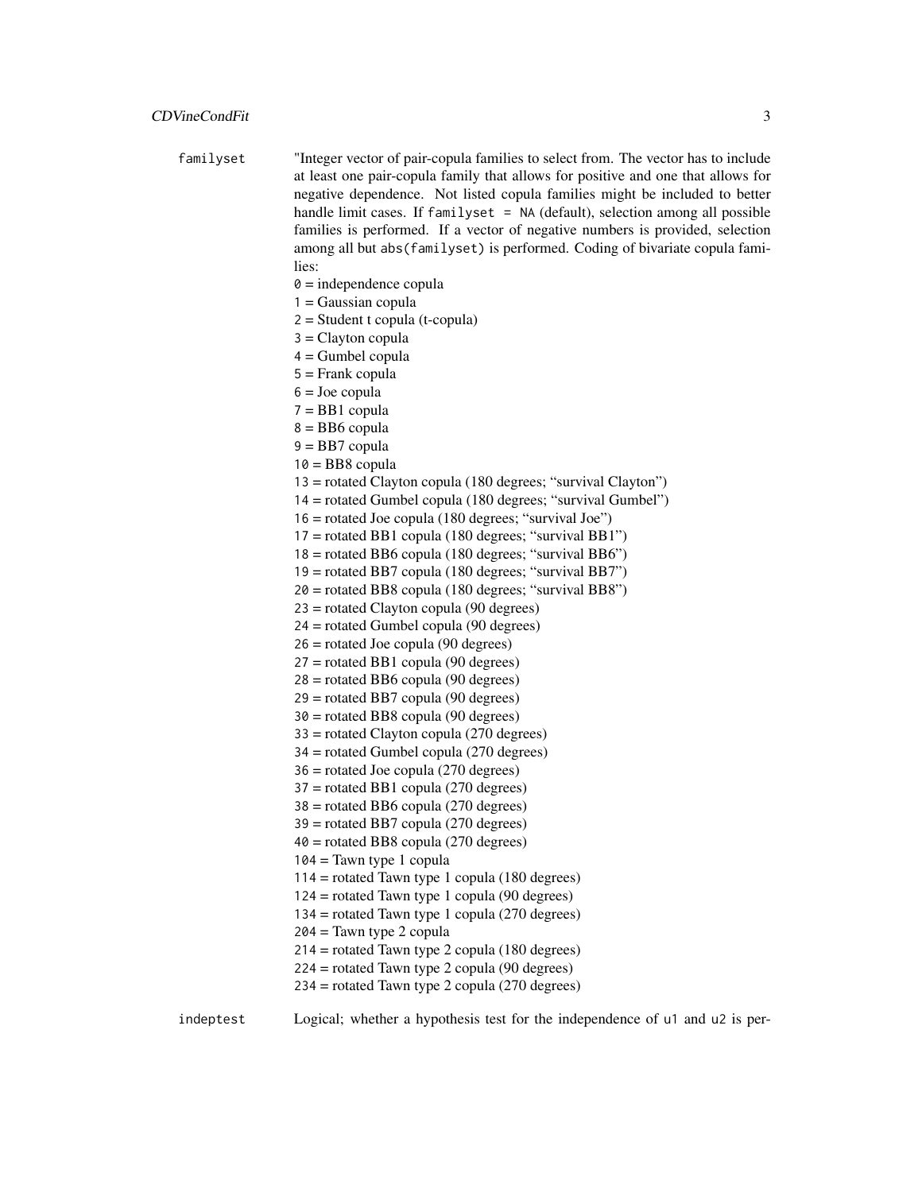familyset "Integer vector of pair-copula families to select from. The vector has to include at least one pair-copula family that allows for positive and one that allows for negative dependence. Not listed copula families might be included to better handle limit cases. If `familyset = NA` (default), selection among all possible families is performed. If a vector of negative numbers is provided, selection among all but `abs(familyset)` is performed. Coding of bivariate copula families:

`0` = independence copula
`1` = Gaussian copula
`2` = Student t copula (t-copula)
`3` = Clayton copula
`4` = Gumbel copula
`5` = Frank copula
`6` = Joe copula
`7` = BB1 copula
`8` = BB6 copula
`9` = BB7 copula
`10` = BB8 copula
`13` = rotated Clayton copula (180 degrees; "survival Clayton")
`14` = rotated Gumbel copula (180 degrees; "survival Gumbel")
`16` = rotated Joe copula (180 degrees; "survival Joe")
`17` = rotated BB1 copula (180 degrees; "survival BB1")
`18` = rotated BB6 copula (180 degrees; "survival BB6")
`19` = rotated BB7 copula (180 degrees; "survival BB7")
`20` = rotated BB8 copula (180 degrees; "survival BB8")
`23` = rotated Clayton copula (90 degrees)
`24` = rotated Gumbel copula (90 degrees)
`26` = rotated Joe copula (90 degrees)
`27` = rotated BB1 copula (90 degrees)
`28` = rotated BB6 copula (90 degrees)
`29` = rotated BB7 copula (90 degrees)
`30` = rotated BB8 copula (90 degrees)
`33` = rotated Clayton copula (270 degrees)
`34` = rotated Gumbel copula (270 degrees)
`36` = rotated Joe copula (270 degrees)
`37` = rotated BB1 copula (270 degrees)
`38` = rotated BB6 copula (270 degrees)
`39` = rotated BB7 copula (270 degrees)
`40` = rotated BB8 copula (270 degrees)
`104` = Tawn type 1 copula
`114` = rotated Tawn type 1 copula (180 degrees)
`124` = rotated Tawn type 1 copula (90 degrees)
`134` = rotated Tawn type 1 copula (270 degrees)
`204` = Tawn type 2 copula
`214` = rotated Tawn type 2 copula (180 degrees)
`224` = rotated Tawn type 2 copula (90 degrees)
`234` = rotated Tawn type 2 copula (270 degrees)

indeptest Logical; whether a hypothesis test for the independence of `u1` and `u2` is per-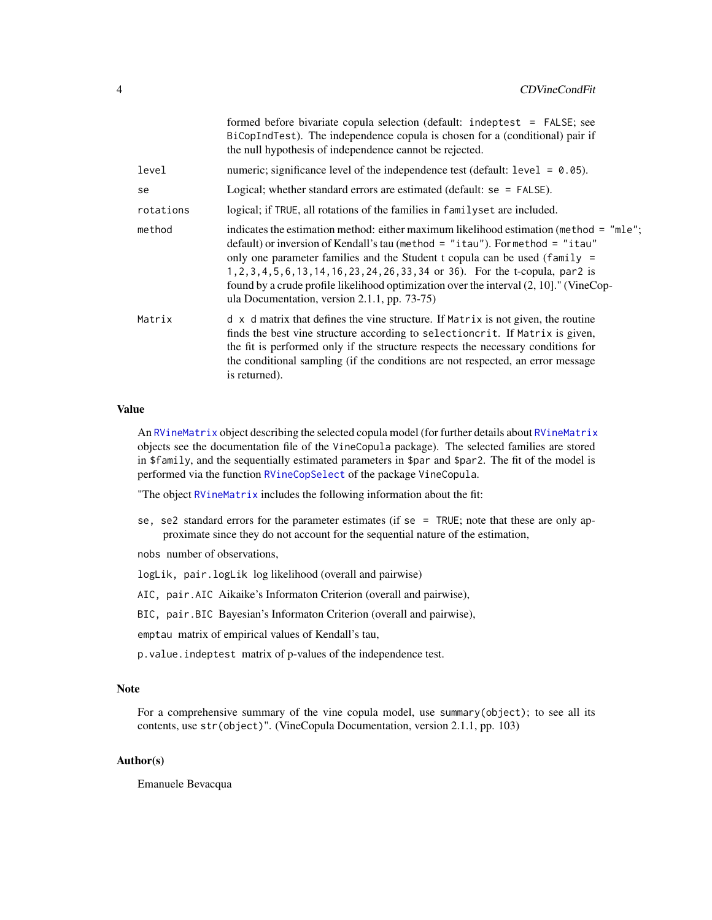| | |
|---|---|
| | formed before bivariate copula selection (default: `indeptest = FALSE`; see `BiCopIndTest`). The independence copula is chosen for a (conditional) pair if the null hypothesis of independence cannot be rejected. |
| `level` | numeric; significance level of the independence test (default: `level = 0.05`). |
| `se` | Logical; whether standard errors are estimated (default: `se = FALSE`). |
| `rotations` | logical; if `TRUE`, all rotations of the families in `familyset` are included. |
| `method` | indicates the estimation method: either maximum likelihood estimation (`method = "mle"`; default) or inversion of Kendall's tau (`method = "itau"`). For `method = "itau"` only one parameter families and the Student t copula can be used (`family = 1,2,3,4,5,6,13,14,16,23,24,26,33,34` or `36`). For the t-copula, `par2` is found by a crude profile likelihood optimization over the interval (2, 10]." (VineCopula Documentation, version 2.1.1, pp. 73-75) |
| `Matrix` | `d x d` matrix that defines the vine structure. If `Matrix` is not given, the routine finds the best vine structure according to `selectioncrit`. If `Matrix` is given, the fit is performed only if the structure respects the necessary conditions for the conditional sampling (if the conditions are not respected, an error message is returned). |

## Value

An `RVineMatrix` object describing the selected copula model (for further details about `RVineMatrix` objects see the documentation file of the `VineCopula` package). The selected families are stored in `$family`, and the sequentially estimated parameters in `$par` and `$par2`. The fit of the model is performed via the function `RVineCopSelect` of the package `VineCopula`.

"The object `RVineMatrix` includes the following information about the fit:

- `se, se2` standard errors for the parameter estimates (if `se = TRUE`; note that these are only approximate since they do not account for the sequential nature of the estimation,
- `nobs` number of observations,
- `logLik, pair.logLik` log likelihood (overall and pairwise)
- `AIC, pair.AIC` Aikaike's Informaton Criterion (overall and pairwise),
- `BIC, pair.BIC` Bayesian's Informaton Criterion (overall and pairwise),
- `emptau` matrix of empirical values of Kendall's tau,
- `p.value.indeptest` matrix of p-values of the independence test.

## Note

For a comprehensive summary of the vine copula model, use `summary(object)`; to see all its contents, use `str(object)`". (VineCopula Documentation, version 2.1.1, pp. 103)

## Author(s)

Emanuele Bevacqua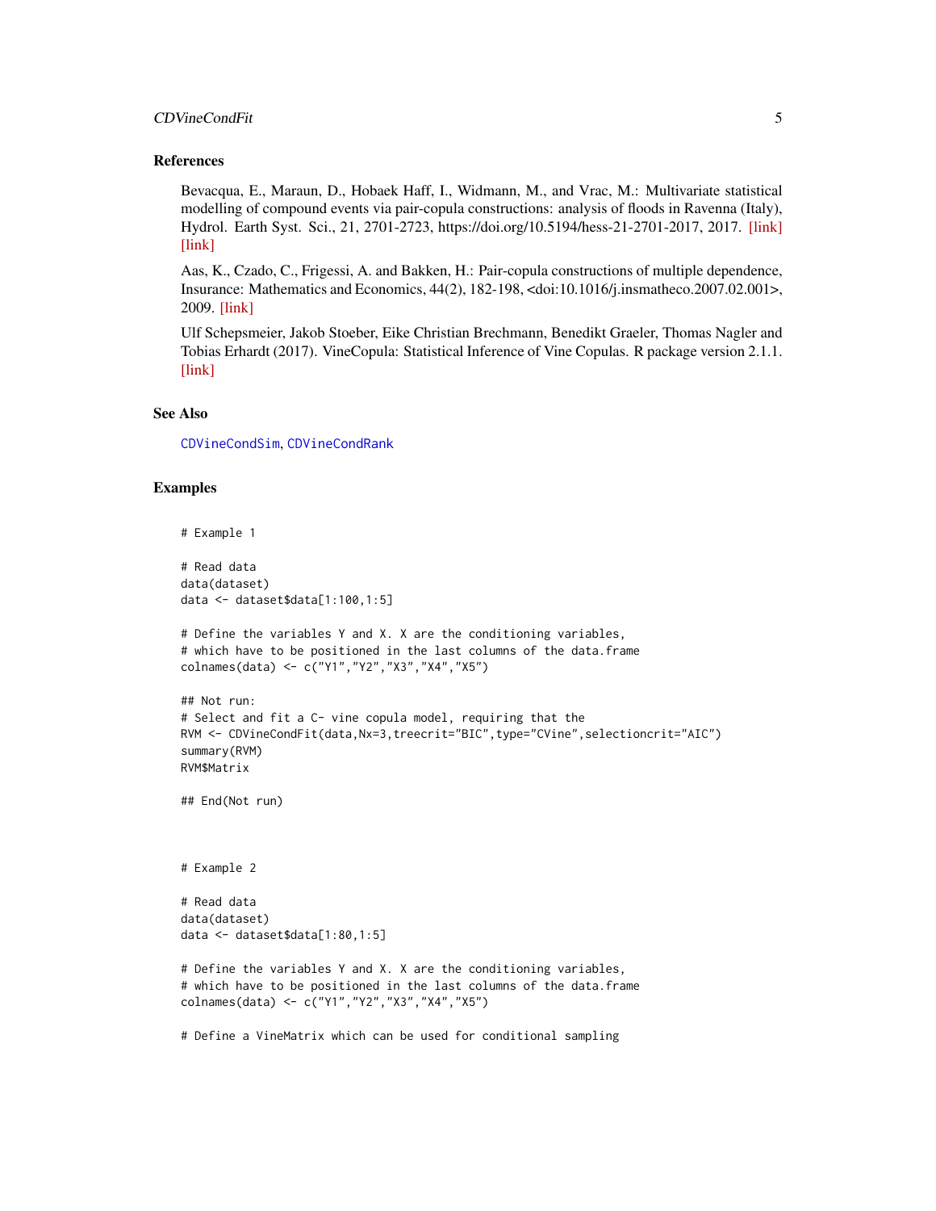## References

Bevacqua, E., Maraun, D., Hobaek Haff, I., Widmann, M., and Vrac, M.: Multivariate statistical modelling of compound events via pair-copula constructions: analysis of floods in Ravenna (Italy), Hydrol. Earth Syst. Sci., 21, 2701-2723, https://doi.org/10.5194/hess-21-2701-2017, 2017. [link] [link]

Aas, K., Czado, C., Frigessi, A. and Bakken, H.: Pair-copula constructions of multiple dependence, Insurance: Mathematics and Economics, 44(2), 182-198, <doi:10.1016/j.insmatheco.2007.02.001>, 2009. [link]

Ulf Schepsmeier, Jakob Stoeber, Eike Christian Brechmann, Benedikt Graeler, Thomas Nagler and Tobias Erhardt (2017). VineCopula: Statistical Inference of Vine Copulas. R package version 2.1.1. [link]

## See Also

`CDVineCondSim`, `CDVineCondRank`

## Examples

```
# Example 1

# Read data
data(dataset)
data <- dataset$data[1:100,1:5]

# Define the variables Y and X. X are the conditioning variables,
# which have to be positioned in the last columns of the data.frame
colnames(data) <- c("Y1","Y2","X3","X4","X5")

## Not run:
# Select and fit a C- vine copula model, requiring that the
RVM <- CDVineCondFit(data,Nx=3,treecrit="BIC",type="CVine",selectioncrit="AIC")
summary(RVM)
RVM$Matrix

## End(Not run)



# Example 2

# Read data
data(dataset)
data <- dataset$data[1:80,1:5]

# Define the variables Y and X. X are the conditioning variables,
# which have to be positioned in the last columns of the data.frame
colnames(data) <- c("Y1","Y2","X3","X4","X5")

# Define a VineMatrix which can be used for conditional sampling
```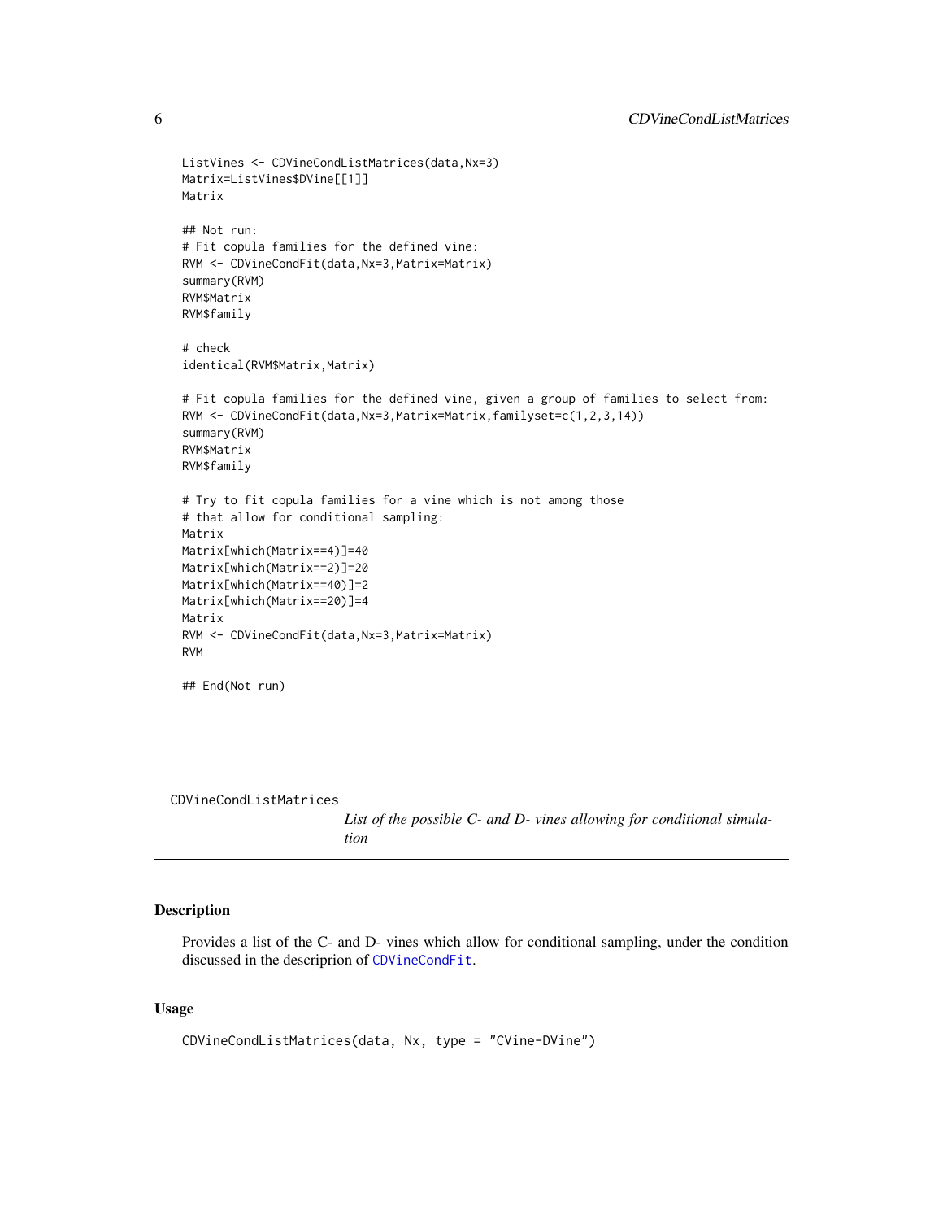```
ListVines <- CDVineCondListMatrices(data,Nx=3)
Matrix=ListVines$DVine[[1]]
Matrix

## Not run:
# Fit copula families for the defined vine:
RVM <- CDVineCondFit(data,Nx=3,Matrix=Matrix)
summary(RVM)
RVM$Matrix
RVM$family

# check
identical(RVM$Matrix,Matrix)

# Fit copula families for the defined vine, given a group of families to select from:
RVM <- CDVineCondFit(data,Nx=3,Matrix=Matrix,familyset=c(1,2,3,14))
summary(RVM)
RVM$Matrix
RVM$family

# Try to fit copula families for a vine which is not among those
# that allow for conditional sampling:
Matrix
Matrix[which(Matrix==4)]=40
Matrix[which(Matrix==2)]=20
Matrix[which(Matrix==40)]=2
Matrix[which(Matrix==20)]=4
Matrix
RVM <- CDVineCondFit(data,Nx=3,Matrix=Matrix)
RVM

## End(Not run)
```

## CDVineCondListMatrices

*List of the possible C- and D- vines allowing for conditional simulation*

### Description

Provides a list of the C- and D- vines which allow for conditional sampling, under the condition discussed in the descriprion of `CDVineCondFit`.

### Usage

```
CDVineCondListMatrices(data, Nx, type = "CVine-DVine")
```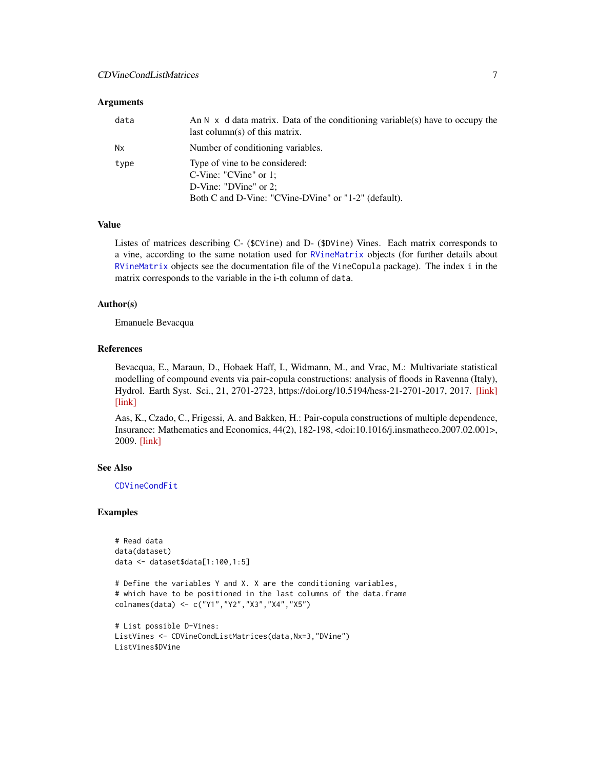## Arguments

| | |
|---|---|
| data | An `N x d` data matrix. Data of the conditioning variable(s) have to occupy the last column(s) of this matrix. |
| Nx | Number of conditioning variables. |
| type | Type of vine to be considered:<br>C-Vine: "CVine" or 1;<br>D-Vine: "DVine" or 2;<br>Both C and D-Vine: "CVine-DVine" or "1-2" (default). |

## Value

Listes of matrices describing C- (`$CVine`) and D- (`$DVine`) Vines. Each matrix corresponds to a vine, according to the same notation used for `RVineMatrix` objects (for further details about `RVineMatrix` objects see the documentation file of the `VineCopula` package). The index `i` in the matrix corresponds to the variable in the i-th column of `data`.

## Author(s)

Emanuele Bevacqua

## References

Bevacqua, E., Maraun, D., Hobaek Haff, I., Widmann, M., and Vrac, M.: Multivariate statistical modelling of compound events via pair-copula constructions: analysis of floods in Ravenna (Italy), Hydrol. Earth Syst. Sci., 21, 2701-2723, https://doi.org/10.5194/hess-21-2701-2017, 2017. [link] [link]

Aas, K., Czado, C., Frigessi, A. and Bakken, H.: Pair-copula constructions of multiple dependence, Insurance: Mathematics and Economics, 44(2), 182-198, <doi:10.1016/j.insmatheco.2007.02.001>, 2009. [link]

## See Also

`CDVineCondFit`

## Examples

```
# Read data
data(dataset)
data <- dataset$data[1:100,1:5]

# Define the variables Y and X. X are the conditioning variables,
# which have to be positioned in the last columns of the data.frame
colnames(data) <- c("Y1","Y2","X3","X4","X5")

# List possible D-Vines:
ListVines <- CDVineCondListMatrices(data,Nx=3,"DVine")
ListVines$DVine
```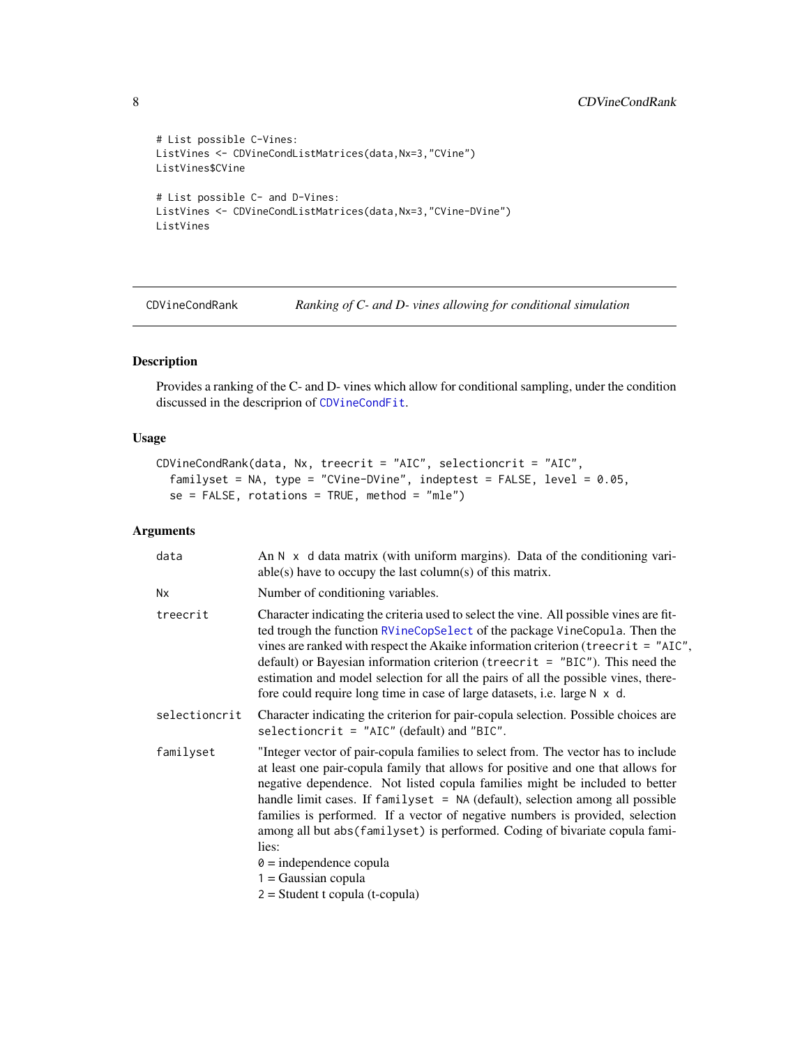```
# List possible C-Vines:
ListVines <- CDVineCondListMatrices(data,Nx=3,"CVine")
ListVines$CVine

# List possible C- and D-Vines:
ListVines <- CDVineCondListMatrices(data,Nx=3,"CVine-DVine")
ListVines
```

---

`CDVineCondRank` *Ranking of C- and D- vines allowing for conditional simulation*

---

### Description

Provides a ranking of the C- and D- vines which allow for conditional sampling, under the condition discussed in the descriprion of `CDVineCondFit`.

### Usage

```
CDVineCondRank(data, Nx, treecrit = "AIC", selectioncrit = "AIC",
  familyset = NA, type = "CVine-DVine", indeptest = FALSE, level = 0.05,
  se = FALSE, rotations = TRUE, method = "mle")
```

### Arguments

| | |
|---|---|
| `data` | An `N x d` data matrix (with uniform margins). Data of the conditioning variable(s) have to occupy the last column(s) of this matrix. |
| `Nx` | Number of conditioning variables. |
| `treecrit` | Character indicating the criteria used to select the vine. All possible vines are fitted trough the function `RVineCopSelect` of the package `VineCopula`. Then the vines are ranked with respect the Akaike information criterion (`treecrit = "AIC"`, default) or Bayesian information criterion (`treecrit = "BIC"`). This need the estimation and model selection for all the pairs of all the possible vines, therefore could require long time in case of large datasets, i.e. large `N x d`. |
| `selectioncrit` | Character indicating the criterion for pair-copula selection. Possible choices are `selectioncrit = "AIC"` (default) and `"BIC"`. |
| `familyset` | "Integer vector of pair-copula families to select from. The vector has to include at least one pair-copula family that allows for positive and one that allows for negative dependence. Not listed copula families might be included to better handle limit cases. If `familyset = NA` (default), selection among all possible families is performed. If a vector of negative numbers is provided, selection among all but `abs(familyset)` is performed. Coding of bivariate copula families:<br>`0` = independence copula<br>`1` = Gaussian copula<br>`2` = Student t copula (t-copula) |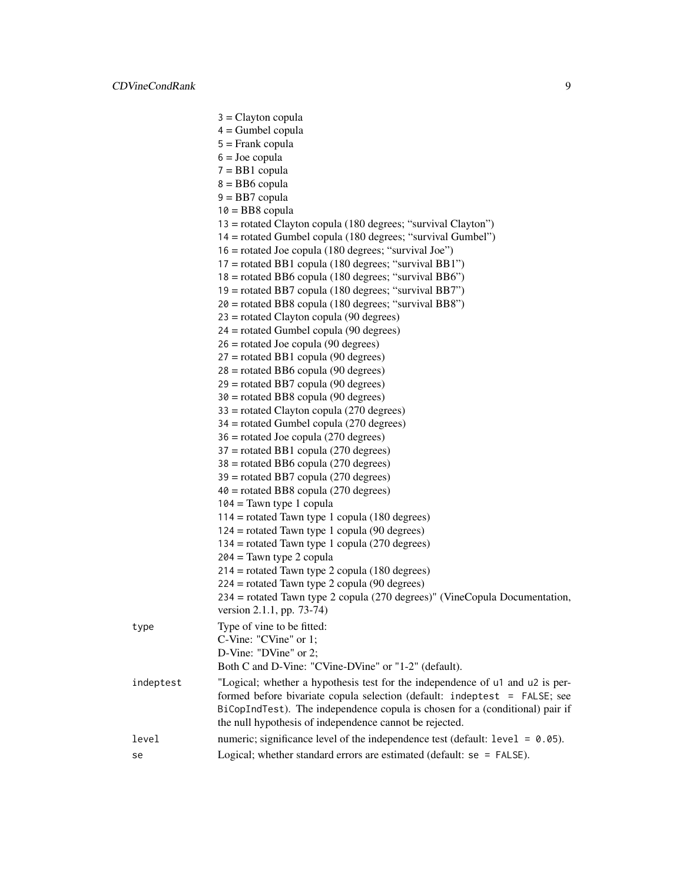3 = Clayton copula
4 = Gumbel copula
5 = Frank copula
6 = Joe copula
7 = BB1 copula
8 = BB6 copula
9 = BB7 copula
10 = BB8 copula
13 = rotated Clayton copula (180 degrees; "survival Clayton")
14 = rotated Gumbel copula (180 degrees; "survival Gumbel")
16 = rotated Joe copula (180 degrees; "survival Joe")
17 = rotated BB1 copula (180 degrees; "survival BB1")
18 = rotated BB6 copula (180 degrees; "survival BB6")
19 = rotated BB7 copula (180 degrees; "survival BB7")
20 = rotated BB8 copula (180 degrees; "survival BB8")
23 = rotated Clayton copula (90 degrees)
24 = rotated Gumbel copula (90 degrees)
26 = rotated Joe copula (90 degrees)
27 = rotated BB1 copula (90 degrees)
28 = rotated BB6 copula (90 degrees)
29 = rotated BB7 copula (90 degrees)
30 = rotated BB8 copula (90 degrees)
33 = rotated Clayton copula (270 degrees)
34 = rotated Gumbel copula (270 degrees)
36 = rotated Joe copula (270 degrees)
37 = rotated BB1 copula (270 degrees)
38 = rotated BB6 copula (270 degrees)
39 = rotated BB7 copula (270 degrees)
40 = rotated BB8 copula (270 degrees)
104 = Tawn type 1 copula
114 = rotated Tawn type 1 copula (180 degrees)
124 = rotated Tawn type 1 copula (90 degrees)
134 = rotated Tawn type 1 copula (270 degrees)
204 = Tawn type 2 copula
214 = rotated Tawn type 2 copula (180 degrees)
224 = rotated Tawn type 2 copula (90 degrees)
234 = rotated Tawn type 2 copula (270 degrees)" (VineCopula Documentation, version 2.1.1, pp. 73-74)

`type`
: Type of vine to be fitted:
C-Vine: "CVine" or 1;
D-Vine: "DVine" or 2;
Both C and D-Vine: "CVine-DVine" or "1-2" (default).

`indeptest`
: "Logical; whether a hypothesis test for the independence of `u1` and `u2` is performed before bivariate copula selection (default: `indeptest = FALSE`; see `BiCopIndTest`). The independence copula is chosen for a (conditional) pair if the null hypothesis of independence cannot be rejected.

`level`
: numeric; significance level of the independence test (default: `level = 0.05`).

`se`
: Logical; whether standard errors are estimated (default: `se = FALSE`).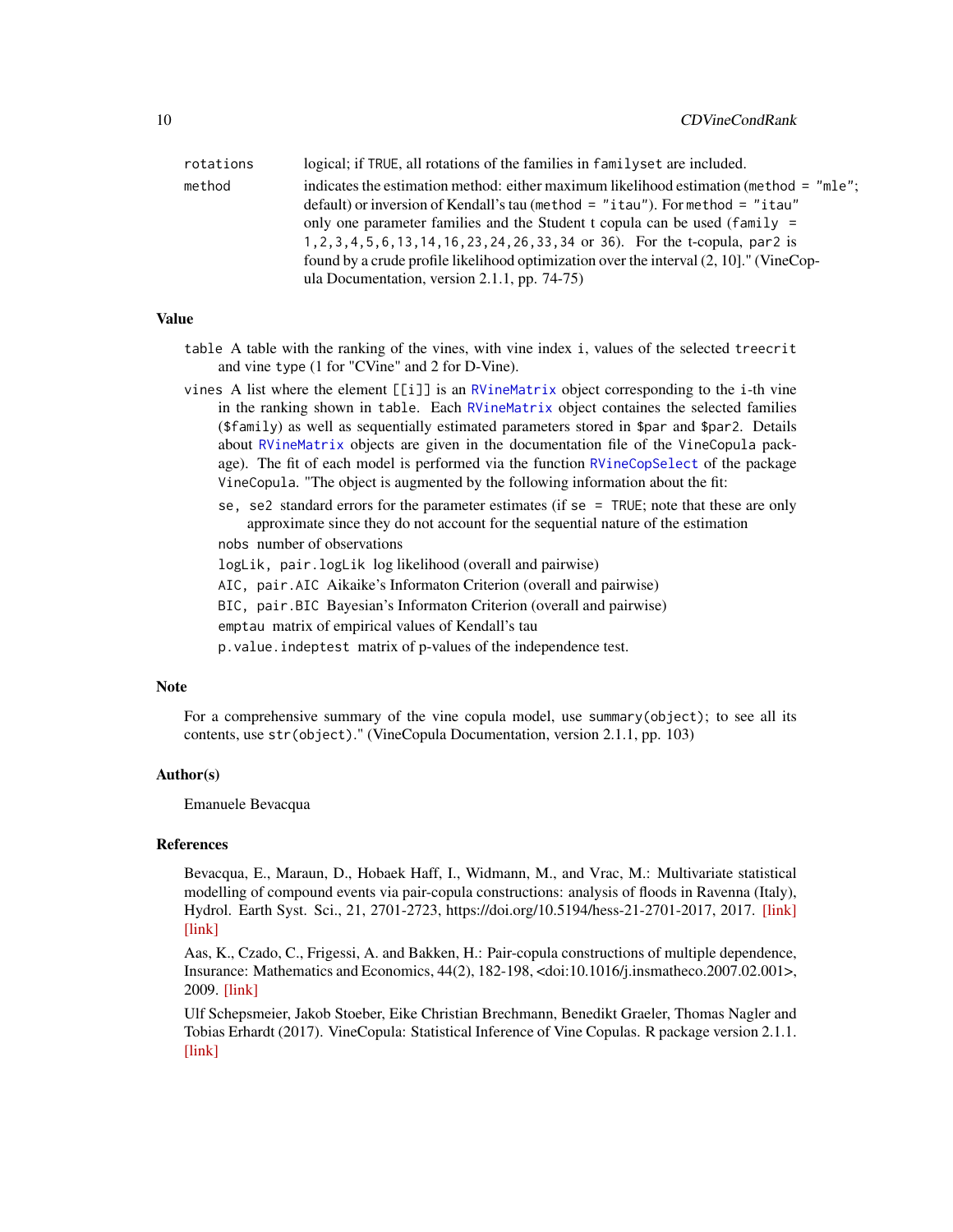rotations
: logical; if TRUE, all rotations of the families in familyset are included.

method
: indicates the estimation method: either maximum likelihood estimation (method = "mle"; default) or inversion of Kendall's tau (method = "itau"). For method = "itau" only one parameter families and the Student t copula can be used (family = 1,2,3,4,5,6,13,14,16,23,24,26,33,34 or 36). For the t-copula, par2 is found by a crude profile likelihood optimization over the interval (2, 10]." (VineCopula Documentation, version 2.1.1, pp. 74-75)

## Value

table A table with the ranking of the vines, with vine index i, values of the selected treecrit and vine type (1 for "CVine" and 2 for D-Vine).

vines A list where the element [[i]] is an RVineMatrix object corresponding to the i-th vine in the ranking shown in table. Each RVineMatrix object containes the selected families ($family) as well as sequentially estimated parameters stored in $par and $par2. Details about RVineMatrix objects are given in the documentation file of the VineCopula package). The fit of each model is performed via the function RVineCopSelect of the package VineCopula. "The object is augmented by the following information about the fit:

- se, se2 standard errors for the parameter estimates (if se = TRUE; note that these are only approximate since they do not account for the sequential nature of the estimation
- nobs number of observations
- logLik, pair.logLik log likelihood (overall and pairwise)
- AIC, pair.AIC Aikaike's Informaton Criterion (overall and pairwise)
- BIC, pair.BIC Bayesian's Informaton Criterion (overall and pairwise)
- emptau matrix of empirical values of Kendall's tau
- p.value.indeptest matrix of p-values of the independence test.

## Note

For a comprehensive summary of the vine copula model, use summary(object); to see all its contents, use str(object)." (VineCopula Documentation, version 2.1.1, pp. 103)

## Author(s)

Emanuele Bevacqua

## References

Bevacqua, E., Maraun, D., Hobaek Haff, I., Widmann, M., and Vrac, M.: Multivariate statistical modelling of compound events via pair-copula constructions: analysis of floods in Ravenna (Italy), Hydrol. Earth Syst. Sci., 21, 2701-2723, https://doi.org/10.5194/hess-21-2701-2017, 2017. [link] [link]

Aas, K., Czado, C., Frigessi, A. and Bakken, H.: Pair-copula constructions of multiple dependence, Insurance: Mathematics and Economics, 44(2), 182-198, <doi:10.1016/j.insmatheco.2007.02.001>, 2009. [link]

Ulf Schepsmeier, Jakob Stoeber, Eike Christian Brechmann, Benedikt Graeler, Thomas Nagler and Tobias Erhardt (2017). VineCopula: Statistical Inference of Vine Copulas. R package version 2.1.1. [link]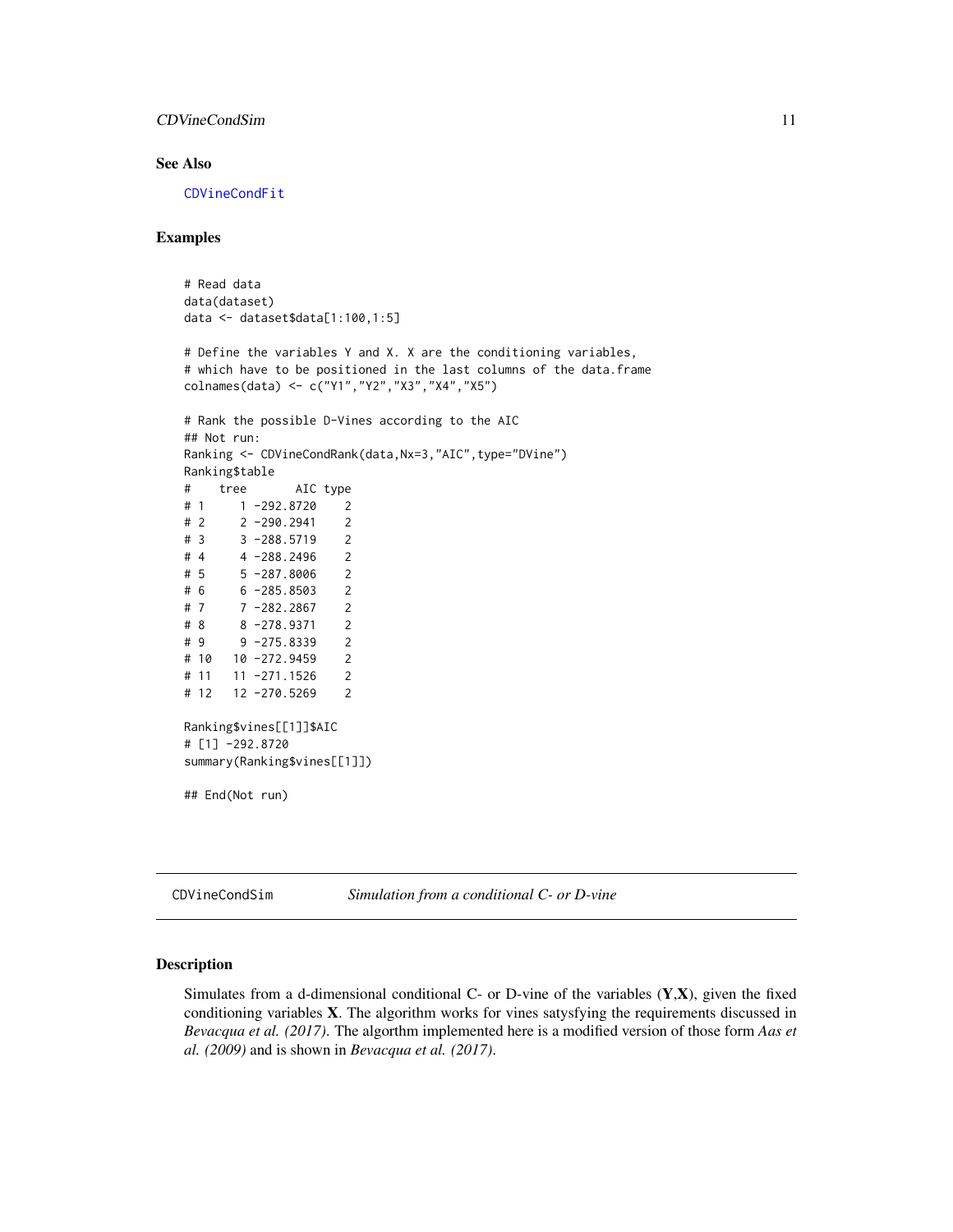### See Also

CDVineCondFit

### Examples

```
# Read data
data(dataset)
data <- dataset$data[1:100,1:5]

# Define the variables Y and X. X are the conditioning variables,
# which have to be positioned in the last columns of the data.frame
colnames(data) <- c("Y1","Y2","X3","X4","X5")

# Rank the possible D-Vines according to the AIC
## Not run:
Ranking <- CDVineCondRank(data,Nx=3,"AIC",type="DVine")
Ranking$table
#    tree       AIC type
# 1     1 -292.8720    2
# 2     2 -290.2941    2
# 3     3 -288.5719    2
# 4     4 -288.2496    2
# 5     5 -287.8006    2
# 6     6 -285.8503    2
# 7     7 -282.2867    2
# 8     8 -278.9371    2
# 9     9 -275.8339    2
# 10   10 -272.9459    2
# 11   11 -271.1526    2
# 12   12 -270.5269    2

Ranking$vines[[1]]$AIC
# [1] -292.8720
summary(Ranking$vines[[1]])

## End(Not run)
```

---

## CDVineCondSim — *Simulation from a conditional C- or D-vine*

### Description

Simulates from a d-dimensional conditional C- or D-vine of the variables (**Y**,**X**), given the fixed conditioning variables **X**. The algorithm works for vines satysfying the requirements discussed in *Bevacqua et al. (2017)*. The algorthm implemented here is a modified version of those form *Aas et al. (2009)* and is shown in *Bevacqua et al. (2017)*.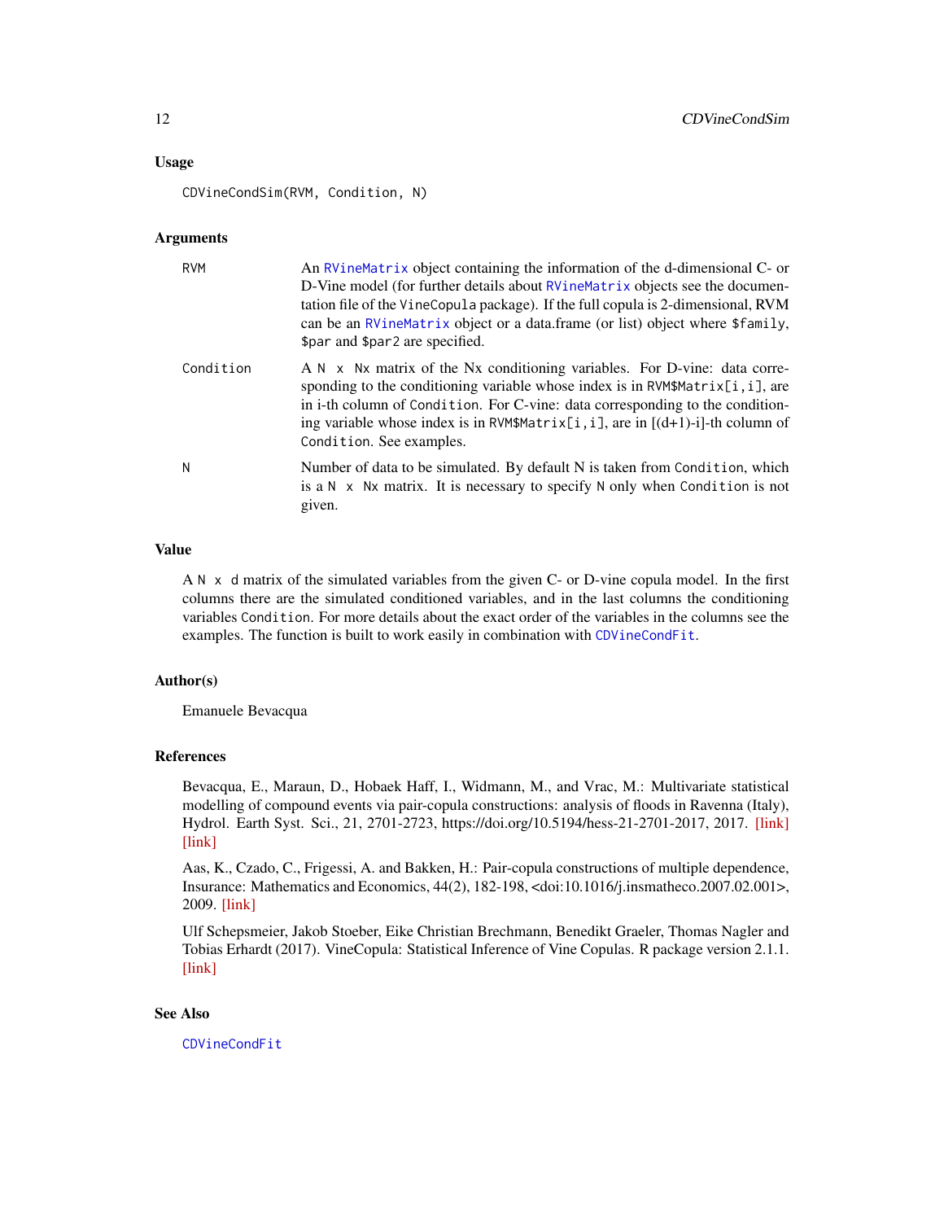### Usage

```
CDVineCondSim(RVM, Condition, N)
```

### Arguments

| | |
|---|---|
| RVM | An RVineMatrix object containing the information of the d-dimensional C- or D-Vine model (for further details about RVineMatrix objects see the documentation file of the VineCopula package). If the full copula is 2-dimensional, RVM can be an RVineMatrix object or a data.frame (or list) object where $family, $par and $par2 are specified. |
| Condition | A N x Nx matrix of the Nx conditioning variables. For D-vine: data corresponding to the conditioning variable whose index is in RVM$Matrix[i,i], are in i-th column of Condition. For C-vine: data corresponding to the conditioning variable whose index is in RVM$Matrix[i,i], are in [(d+1)-i]-th column of Condition. See examples. |
| N | Number of data to be simulated. By default N is taken from Condition, which is a N x Nx matrix. It is necessary to specify N only when Condition is not given. |

### Value

A N x d matrix of the simulated variables from the given C- or D-vine copula model. In the first columns there are the simulated conditioned variables, and in the last columns the conditioning variables Condition. For more details about the exact order of the variables in the columns see the examples. The function is built to work easily in combination with CDVineCondFit.

### Author(s)

Emanuele Bevacqua

### References

Bevacqua, E., Maraun, D., Hobaek Haff, I., Widmann, M., and Vrac, M.: Multivariate statistical modelling of compound events via pair-copula constructions: analysis of floods in Ravenna (Italy), Hydrol. Earth Syst. Sci., 21, 2701-2723, https://doi.org/10.5194/hess-21-2701-2017, 2017. [link] [link]

Aas, K., Czado, C., Frigessi, A. and Bakken, H.: Pair-copula constructions of multiple dependence, Insurance: Mathematics and Economics, 44(2), 182-198, <doi:10.1016/j.insmatheco.2007.02.001>, 2009. [link]

Ulf Schepsmeier, Jakob Stoeber, Eike Christian Brechmann, Benedikt Graeler, Thomas Nagler and Tobias Erhardt (2017). VineCopula: Statistical Inference of Vine Copulas. R package version 2.1.1. [link]

### See Also

CDVineCondFit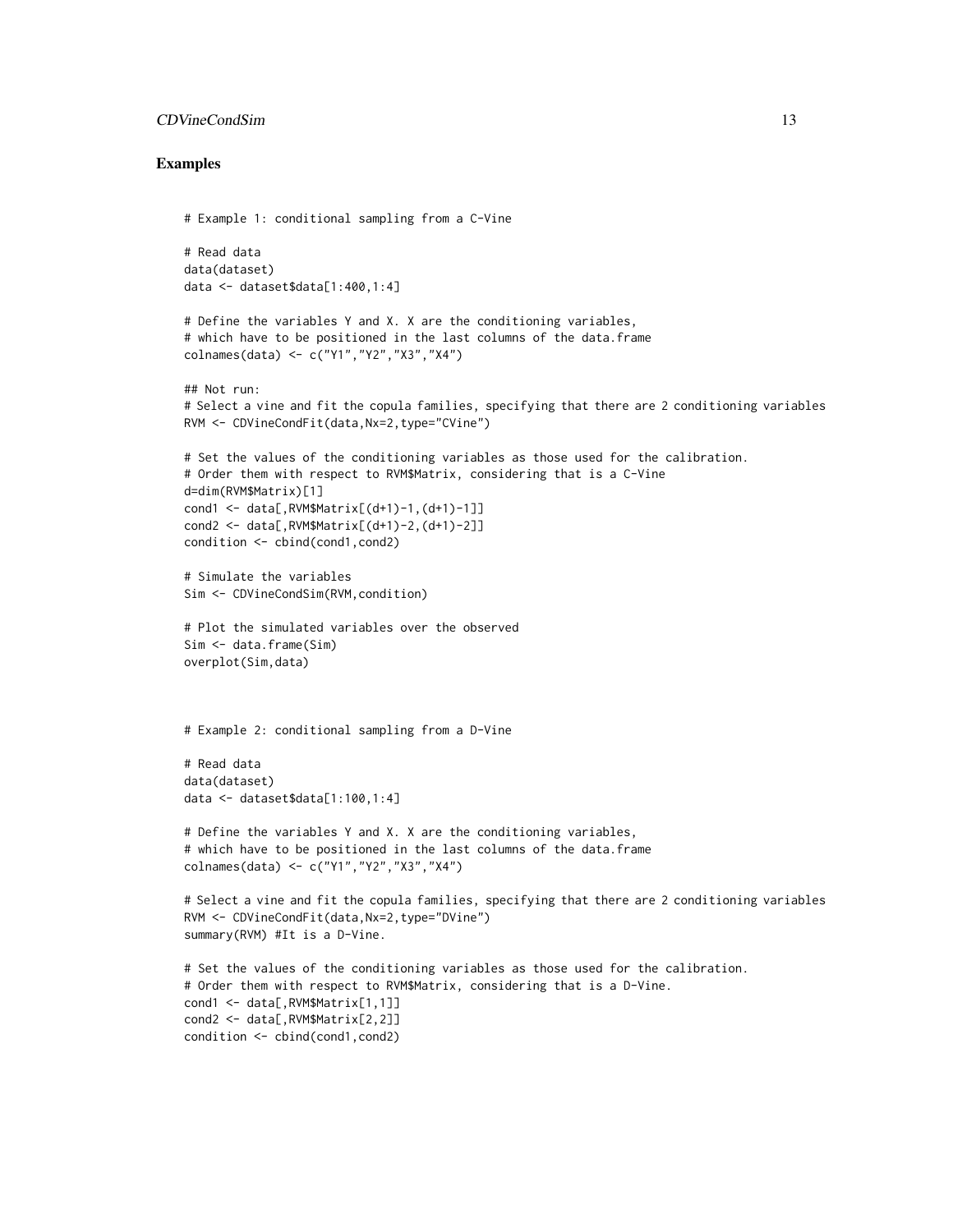## Examples

```
# Example 1: conditional sampling from a C-Vine

# Read data
data(dataset)
data <- dataset$data[1:400,1:4]

# Define the variables Y and X. X are the conditioning variables,
# which have to be positioned in the last columns of the data.frame
colnames(data) <- c("Y1","Y2","X3","X4")

## Not run:
# Select a vine and fit the copula families, specifying that there are 2 conditioning variables
RVM <- CDVineCondFit(data,Nx=2,type="CVine")

# Set the values of the conditioning variables as those used for the calibration.
# Order them with respect to RVM$Matrix, considering that is a C-Vine
d=dim(RVM$Matrix)[1]
cond1 <- data[,RVM$Matrix[(d+1)-1,(d+1)-1]]
cond2 <- data[,RVM$Matrix[(d+1)-2,(d+1)-2]]
condition <- cbind(cond1,cond2)

# Simulate the variables
Sim <- CDVineCondSim(RVM,condition)

# Plot the simulated variables over the observed
Sim <- data.frame(Sim)
overplot(Sim,data)



# Example 2: conditional sampling from a D-Vine

# Read data
data(dataset)
data <- dataset$data[1:100,1:4]

# Define the variables Y and X. X are the conditioning variables,
# which have to be positioned in the last columns of the data.frame
colnames(data) <- c("Y1","Y2","X3","X4")

# Select a vine and fit the copula families, specifying that there are 2 conditioning variables
RVM <- CDVineCondFit(data,Nx=2,type="DVine")
summary(RVM) #It is a D-Vine.

# Set the values of the conditioning variables as those used for the calibration.
# Order them with respect to RVM$Matrix, considering that is a D-Vine.
cond1 <- data[,RVM$Matrix[1,1]]
cond2 <- data[,RVM$Matrix[2,2]]
condition <- cbind(cond1,cond2)
```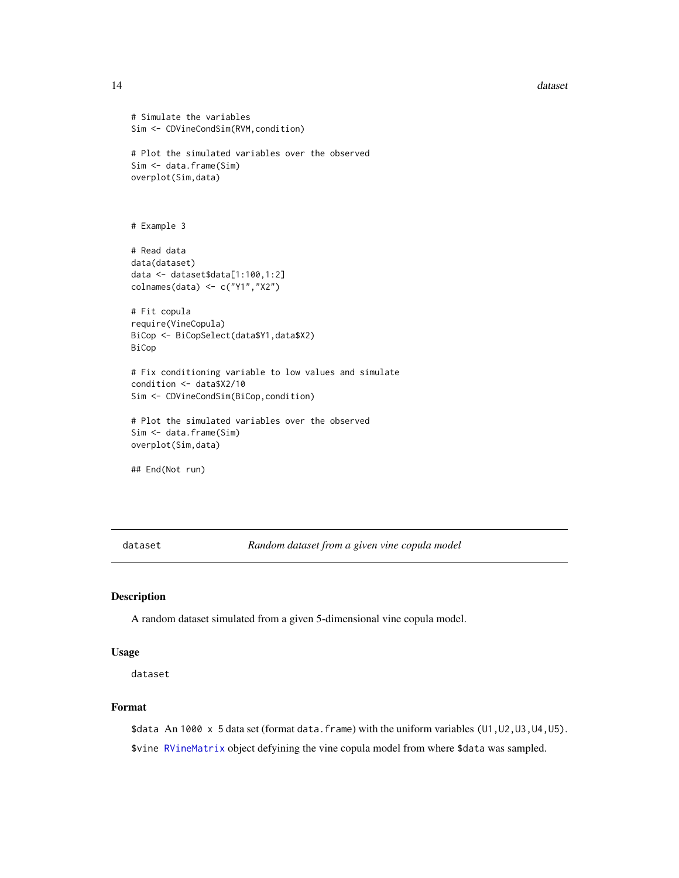```
# Simulate the variables
Sim <- CDVineCondSim(RVM,condition)

# Plot the simulated variables over the observed
Sim <- data.frame(Sim)
overplot(Sim,data)



# Example 3

# Read data
data(dataset)
data <- dataset$data[1:100,1:2]
colnames(data) <- c("Y1","X2")

# Fit copula
require(VineCopula)
BiCop <- BiCopSelect(data$Y1,data$X2)
BiCop

# Fix conditioning variable to low values and simulate
condition <- data$X2/10
Sim <- CDVineCondSim(BiCop,condition)

# Plot the simulated variables over the observed
Sim <- data.frame(Sim)
overplot(Sim,data)

## End(Not run)
```

---

`dataset` *Random dataset from a given vine copula model*

---

## Description

A random dataset simulated from a given 5-dimensional vine copula model.

## Usage

```
dataset
```

## Format

`$data` An `1000 x 5` data set (format `data.frame`) with the uniform variables (`U1,U2,U3,U4,U5`).

`$vine` `RVineMatrix` object defyining the vine copula model from where `$data` was sampled.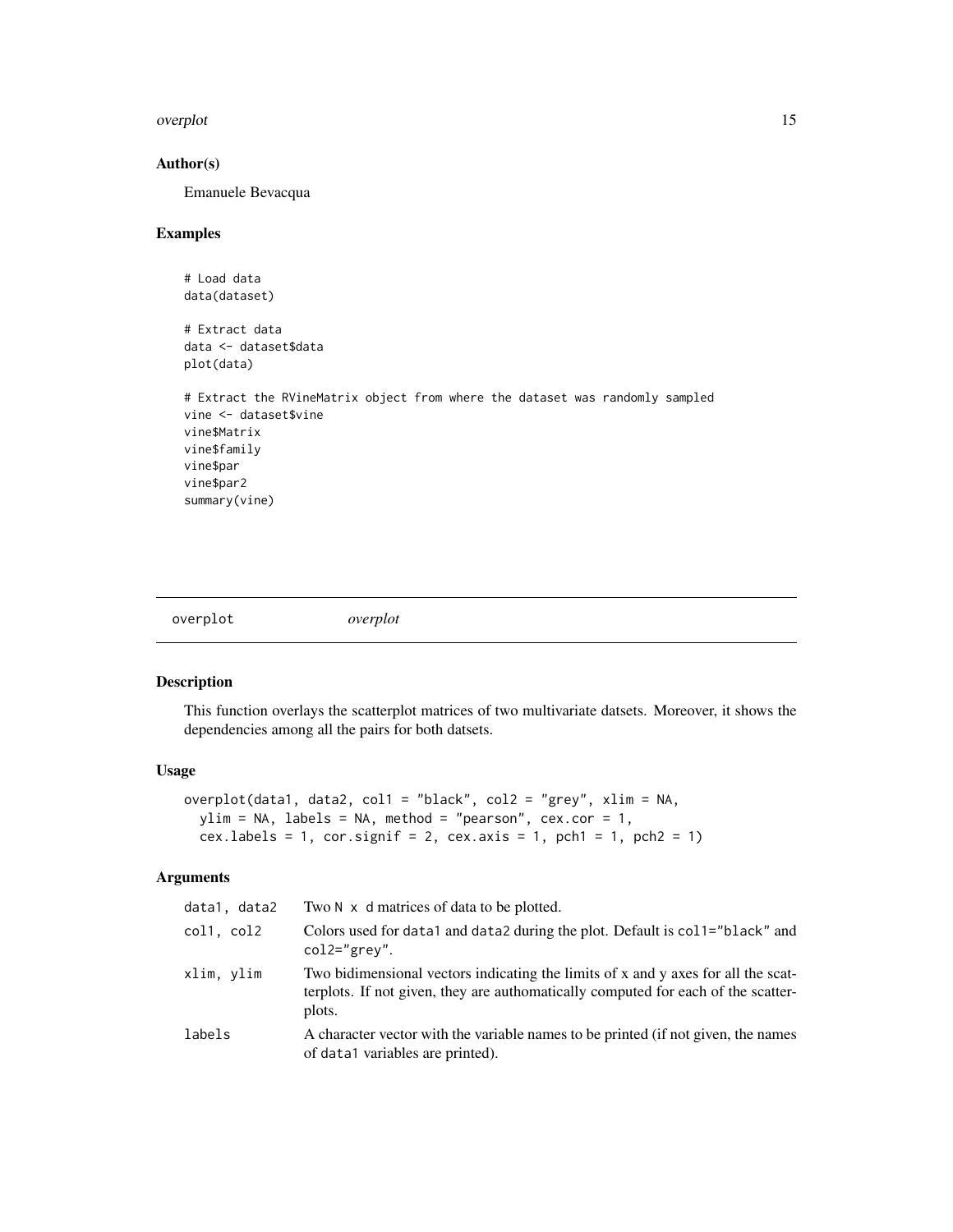## Author(s)

Emanuele Bevacqua

## Examples

```
# Load data
data(dataset)

# Extract data
data <- dataset$data
plot(data)

# Extract the RVineMatrix object from where the dataset was randomly sampled
vine <- dataset$vine
vine$Matrix
vine$family
vine$par
vine$par2
summary(vine)
```

---

# overplot *overplot*

---

## Description

This function overlays the scatterplot matrices of two multivariate datsets. Moreover, it shows the dependencies among all the pairs for both datsets.

## Usage

```
overplot(data1, data2, col1 = "black", col2 = "grey", xlim = NA,
  ylim = NA, labels = NA, method = "pearson", cex.cor = 1,
  cex.labels = 1, cor.signif = 2, cex.axis = 1, pch1 = 1, pch2 = 1)
```

## Arguments

| | |
|---|---|
| `data1, data2` | Two `N x d` matrices of data to be plotted. |
| `col1, col2` | Colors used for `data1` and `data2` during the plot. Default is `col1="black"` and `col2="grey"`. |
| `xlim, ylim` | Two bidimensional vectors indicating the limits of x and y axes for all the scatterplots. If not given, they are authomatically computed for each of the scatterplots. |
| `labels` | A character vector with the variable names to be printed (if not given, the names of `data1` variables are printed). |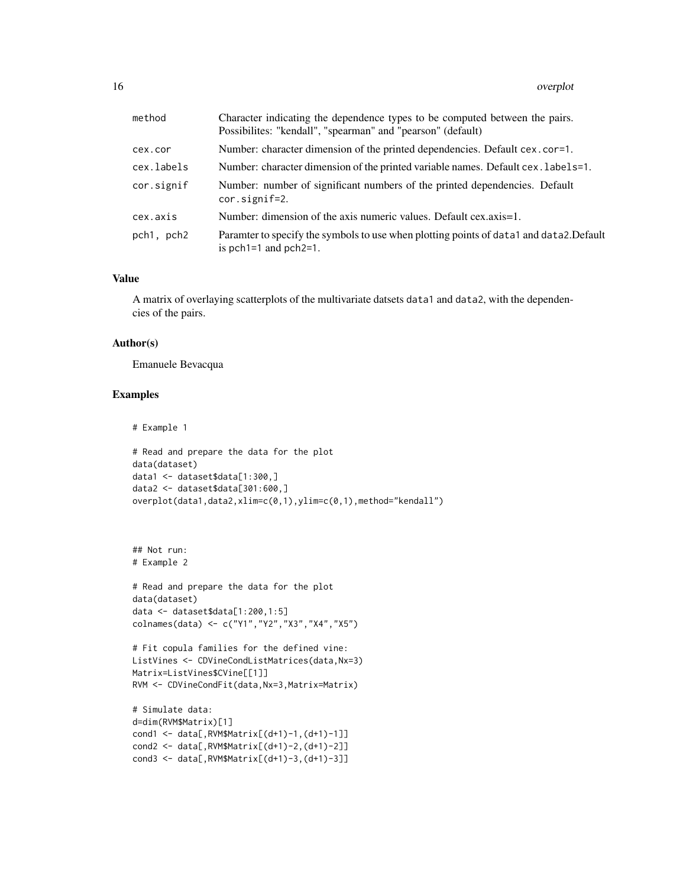| | |
|---|---|
| method | Character indicating the dependence types to be computed between the pairs. Possibilites: "kendall", "spearman" and "pearson" (default) |
| cex.cor | Number: character dimension of the printed dependencies. Default cex.cor=1. |
| cex.labels | Number: character dimension of the printed variable names. Default cex.labels=1. |
| cor.signif | Number: number of significant numbers of the printed dependencies. Default cor.signif=2. |
| cex.axis | Number: dimension of the axis numeric values. Default cex.axis=1. |
| pch1, pch2 | Paramter to specify the symbols to use when plotting points of data1 and data2.Default is pch1=1 and pch2=1. |

### Value

A matrix of overlaying scatterplots of the multivariate datsets data1 and data2, with the dependencies of the pairs.

### Author(s)

Emanuele Bevacqua

### Examples

```
# Example 1

# Read and prepare the data for the plot
data(dataset)
data1 <- dataset$data[1:300,]
data2 <- dataset$data[301:600,]
overplot(data1,data2,xlim=c(0,1),ylim=c(0,1),method="kendall")



## Not run:
# Example 2

# Read and prepare the data for the plot
data(dataset)
data <- dataset$data[1:200,1:5]
colnames(data) <- c("Y1","Y2","X3","X4","X5")

# Fit copula families for the defined vine:
ListVines <- CDVineCondListMatrices(data,Nx=3)
Matrix=ListVines$CVine[[1]]
RVM <- CDVineCondFit(data,Nx=3,Matrix=Matrix)

# Simulate data:
d=dim(RVM$Matrix)[1]
cond1 <- data[,RVM$Matrix[(d+1)-1,(d+1)-1]]
cond2 <- data[,RVM$Matrix[(d+1)-2,(d+1)-2]]
cond3 <- data[,RVM$Matrix[(d+1)-3,(d+1)-3]]
```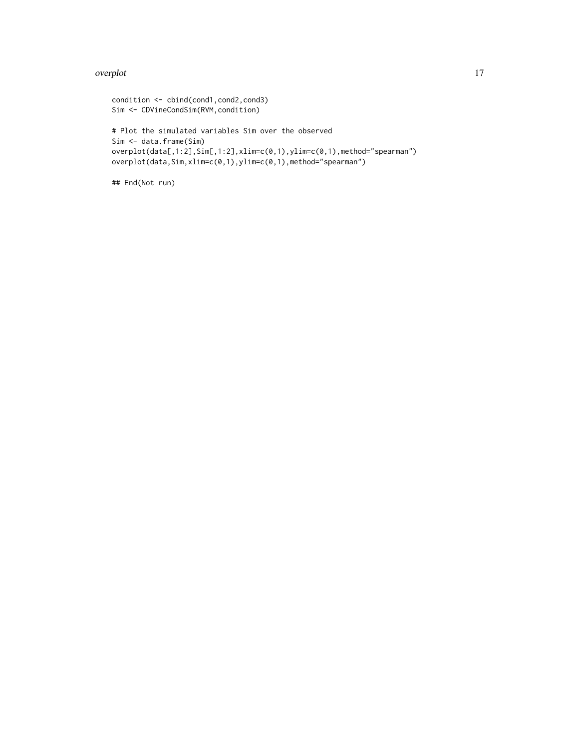```
condition <- cbind(cond1,cond2,cond3)
Sim <- CDVineCondSim(RVM,condition)

# Plot the simulated variables Sim over the observed
Sim <- data.frame(Sim)
overplot(data[,1:2],Sim[,1:2],xlim=c(0,1),ylim=c(0,1),method="spearman")
overplot(data,Sim,xlim=c(0,1),ylim=c(0,1),method="spearman")

## End(Not run)
```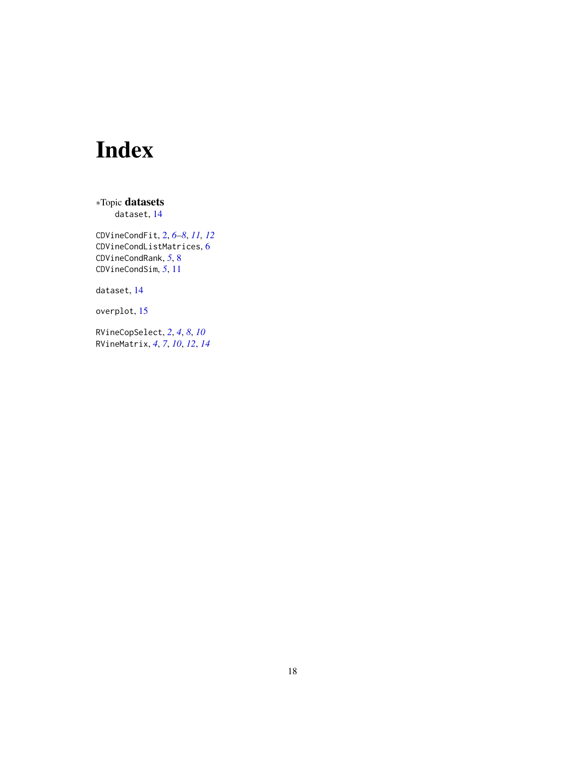# Index

*Topic **datasets**
    dataset, 14

CDVineCondFit, 2, *6–8*, *11, 12*
CDVineCondListMatrices, 6
CDVineCondRank, *5*, 8
CDVineCondSim, *5*, 11

dataset, 14

overplot, 15

RVineCopSelect, *2*, *4*, *8*, *10*
RVineMatrix, *4*, *7*, *10*, *12*, *14*